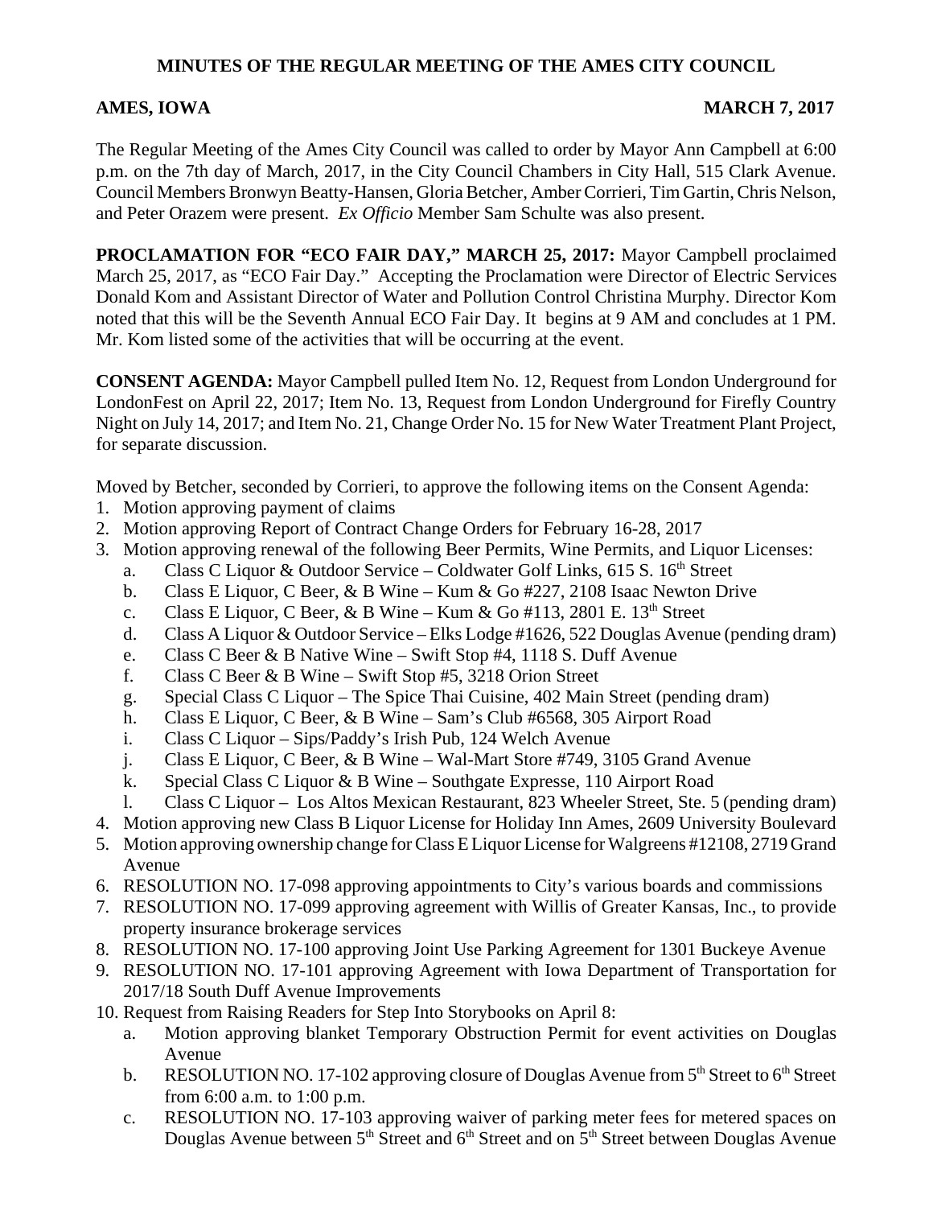# MINUTES OF THE REGULAR MEETING OF THE AMES CITY COUNCIL

**AMES, IOWA** **MARCH 7, 2017**

The Regular Meeting of the Ames City Council was called to order by Mayor Ann Campbell at 6:00 p.m. on the 7th day of March, 2017, in the City Council Chambers in City Hall, 515 Clark Avenue. Council Members Bronwyn Beatty-Hansen, Gloria Betcher, Amber Corrieri, Tim Gartin, Chris Nelson, and Peter Orazem were present. *Ex Officio* Member Sam Schulte was also present.

**PROCLAMATION FOR "ECO FAIR DAY," MARCH 25, 2017:** Mayor Campbell proclaimed March 25, 2017, as "ECO Fair Day." Accepting the Proclamation were Director of Electric Services Donald Kom and Assistant Director of Water and Pollution Control Christina Murphy. Director Kom noted that this will be the Seventh Annual ECO Fair Day. It begins at 9 AM and concludes at 1 PM. Mr. Kom listed some of the activities that will be occurring at the event.

**CONSENT AGENDA:** Mayor Campbell pulled Item No. 12, Request from London Underground for LondonFest on April 22, 2017; Item No. 13, Request from London Underground for Firefly Country Night on July 14, 2017; and Item No. 21, Change Order No. 15 for New Water Treatment Plant Project, for separate discussion.

Moved by Betcher, seconded by Corrieri, to approve the following items on the Consent Agenda:

1. Motion approving payment of claims
2. Motion approving Report of Contract Change Orders for February 16-28, 2017
3. Motion approving renewal of the following Beer Permits, Wine Permits, and Liquor Licenses:
   a. Class C Liquor & Outdoor Service – Coldwater Golf Links, 615 S. 16th Street
   b. Class E Liquor, C Beer, & B Wine – Kum & Go #227, 2108 Isaac Newton Drive
   c. Class E Liquor, C Beer, & B Wine – Kum & Go #113, 2801 E. 13th Street
   d. Class A Liquor & Outdoor Service – Elks Lodge #1626, 522 Douglas Avenue (pending dram)
   e. Class C Beer & B Native Wine – Swift Stop #4, 1118 S. Duff Avenue
   f. Class C Beer & B Wine – Swift Stop #5, 3218 Orion Street
   g. Special Class C Liquor – The Spice Thai Cuisine, 402 Main Street (pending dram)
   h. Class E Liquor, C Beer, & B Wine – Sam's Club #6568, 305 Airport Road
   i. Class C Liquor – Sips/Paddy's Irish Pub, 124 Welch Avenue
   j. Class E Liquor, C Beer, & B Wine – Wal-Mart Store #749, 3105 Grand Avenue
   k. Special Class C Liquor & B Wine – Southgate Expresse, 110 Airport Road
   l. Class C Liquor – Los Altos Mexican Restaurant, 823 Wheeler Street, Ste. 5 (pending dram)
4. Motion approving new Class B Liquor License for Holiday Inn Ames, 2609 University Boulevard
5. Motion approving ownership change for Class E Liquor License for Walgreens #12108, 2719 Grand Avenue
6. RESOLUTION NO. 17-098 approving appointments to City's various boards and commissions
7. RESOLUTION NO. 17-099 approving agreement with Willis of Greater Kansas, Inc., to provide property insurance brokerage services
8. RESOLUTION NO. 17-100 approving Joint Use Parking Agreement for 1301 Buckeye Avenue
9. RESOLUTION NO. 17-101 approving Agreement with Iowa Department of Transportation for 2017/18 South Duff Avenue Improvements
10. Request from Raising Readers for Step Into Storybooks on April 8:
    a. Motion approving blanket Temporary Obstruction Permit for event activities on Douglas Avenue
    b. RESOLUTION NO. 17-102 approving closure of Douglas Avenue from 5th Street to 6th Street from 6:00 a.m. to 1:00 p.m.
    c. RESOLUTION NO. 17-103 approving waiver of parking meter fees for metered spaces on Douglas Avenue between 5th Street and 6th Street and on 5th Street between Douglas Avenue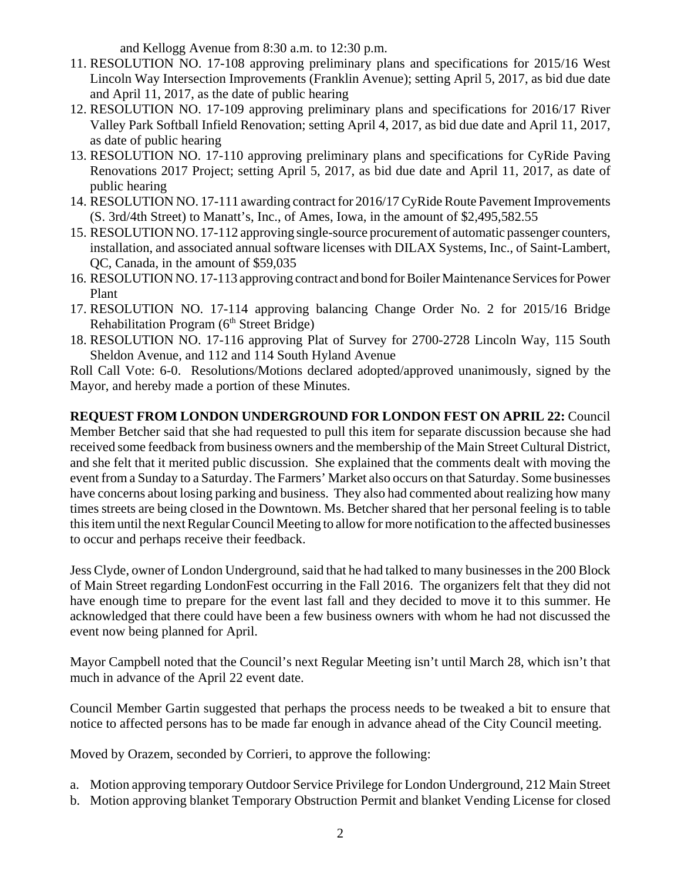and Kellogg Avenue from 8:30 a.m. to 12:30 p.m.

11. RESOLUTION NO. 17-108 approving preliminary plans and specifications for 2015/16 West Lincoln Way Intersection Improvements (Franklin Avenue); setting April 5, 2017, as bid due date and April 11, 2017, as the date of public hearing
12. RESOLUTION NO. 17-109 approving preliminary plans and specifications for 2016/17 River Valley Park Softball Infield Renovation; setting April 4, 2017, as bid due date and April 11, 2017, as date of public hearing
13. RESOLUTION NO. 17-110 approving preliminary plans and specifications for CyRide Paving Renovations 2017 Project; setting April 5, 2017, as bid due date and April 11, 2017, as date of public hearing
14. RESOLUTION NO. 17-111 awarding contract for 2016/17 CyRide Route Pavement Improvements (S. 3rd/4th Street) to Manatt's, Inc., of Ames, Iowa, in the amount of $2,495,582.55
15. RESOLUTION NO. 17-112 approving single-source procurement of automatic passenger counters, installation, and associated annual software licenses with DILAX Systems, Inc., of Saint-Lambert, QC, Canada, in the amount of $59,035
16. RESOLUTION NO. 17-113 approving contract and bond for Boiler Maintenance Services for Power Plant
17. RESOLUTION NO. 17-114 approving balancing Change Order No. 2 for 2015/16 Bridge Rehabilitation Program (6th Street Bridge)
18. RESOLUTION NO. 17-116 approving Plat of Survey for 2700-2728 Lincoln Way, 115 South Sheldon Avenue, and 112 and 114 South Hyland Avenue

Roll Call Vote: 6-0. Resolutions/Motions declared adopted/approved unanimously, signed by the Mayor, and hereby made a portion of these Minutes.

**REQUEST FROM LONDON UNDERGROUND FOR LONDON FEST ON APRIL 22:** Council Member Betcher said that she had requested to pull this item for separate discussion because she had received some feedback from business owners and the membership of the Main Street Cultural District, and she felt that it merited public discussion. She explained that the comments dealt with moving the event from a Sunday to a Saturday. The Farmers' Market also occurs on that Saturday. Some businesses have concerns about losing parking and business. They also had commented about realizing how many times streets are being closed in the Downtown. Ms. Betcher shared that her personal feeling is to table this item until the next Regular Council Meeting to allow for more notification to the affected businesses to occur and perhaps receive their feedback.

Jess Clyde, owner of London Underground, said that he had talked to many businesses in the 200 Block of Main Street regarding LondonFest occurring in the Fall 2016. The organizers felt that they did not have enough time to prepare for the event last fall and they decided to move it to this summer. He acknowledged that there could have been a few business owners with whom he had not discussed the event now being planned for April.

Mayor Campbell noted that the Council's next Regular Meeting isn't until March 28, which isn't that much in advance of the April 22 event date.

Council Member Gartin suggested that perhaps the process needs to be tweaked a bit to ensure that notice to affected persons has to be made far enough in advance ahead of the City Council meeting.

Moved by Orazem, seconded by Corrieri, to approve the following:

a. Motion approving temporary Outdoor Service Privilege for London Underground, 212 Main Street
b. Motion approving blanket Temporary Obstruction Permit and blanket Vending License for closed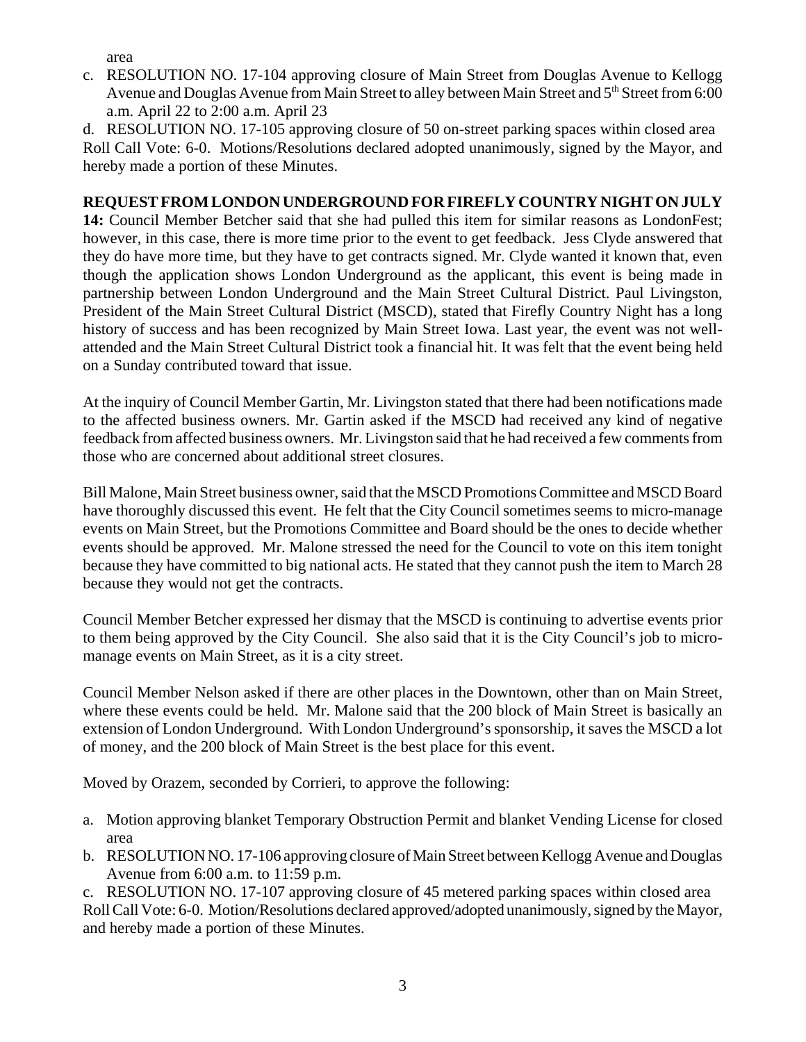area

c. RESOLUTION NO. 17-104 approving closure of Main Street from Douglas Avenue to Kellogg Avenue and Douglas Avenue from Main Street to alley between Main Street and 5th Street from 6:00 a.m. April 22 to 2:00 a.m. April 23

d. RESOLUTION NO. 17-105 approving closure of 50 on-street parking spaces within closed area

Roll Call Vote: 6-0. Motions/Resolutions declared adopted unanimously, signed by the Mayor, and hereby made a portion of these Minutes.

**REQUEST FROM LONDON UNDERGROUND FOR FIREFLY COUNTRY NIGHT ON JULY 14:** Council Member Betcher said that she had pulled this item for similar reasons as LondonFest; however, in this case, there is more time prior to the event to get feedback. Jess Clyde answered that they do have more time, but they have to get contracts signed. Mr. Clyde wanted it known that, even though the application shows London Underground as the applicant, this event is being made in partnership between London Underground and the Main Street Cultural District. Paul Livingston, President of the Main Street Cultural District (MSCD), stated that Firefly Country Night has a long history of success and has been recognized by Main Street Iowa. Last year, the event was not well-attended and the Main Street Cultural District took a financial hit. It was felt that the event being held on a Sunday contributed toward that issue.

At the inquiry of Council Member Gartin, Mr. Livingston stated that there had been notifications made to the affected business owners. Mr. Gartin asked if the MSCD had received any kind of negative feedback from affected business owners. Mr. Livingston said that he had received a few comments from those who are concerned about additional street closures.

Bill Malone, Main Street business owner, said that the MSCD Promotions Committee and MSCD Board have thoroughly discussed this event. He felt that the City Council sometimes seems to micro-manage events on Main Street, but the Promotions Committee and Board should be the ones to decide whether events should be approved. Mr. Malone stressed the need for the Council to vote on this item tonight because they have committed to big national acts. He stated that they cannot push the item to March 28 because they would not get the contracts.

Council Member Betcher expressed her dismay that the MSCD is continuing to advertise events prior to them being approved by the City Council. She also said that it is the City Council's job to micro-manage events on Main Street, as it is a city street.

Council Member Nelson asked if there are other places in the Downtown, other than on Main Street, where these events could be held. Mr. Malone said that the 200 block of Main Street is basically an extension of London Underground. With London Underground's sponsorship, it saves the MSCD a lot of money, and the 200 block of Main Street is the best place for this event.

Moved by Orazem, seconded by Corrieri, to approve the following:

a. Motion approving blanket Temporary Obstruction Permit and blanket Vending License for closed area

b. RESOLUTION NO. 17-106 approving closure of Main Street between Kellogg Avenue and Douglas Avenue from 6:00 a.m. to 11:59 p.m.

c. RESOLUTION NO. 17-107 approving closure of 45 metered parking spaces within closed area

Roll Call Vote: 6-0. Motion/Resolutions declared approved/adopted unanimously, signed by the Mayor, and hereby made a portion of these Minutes.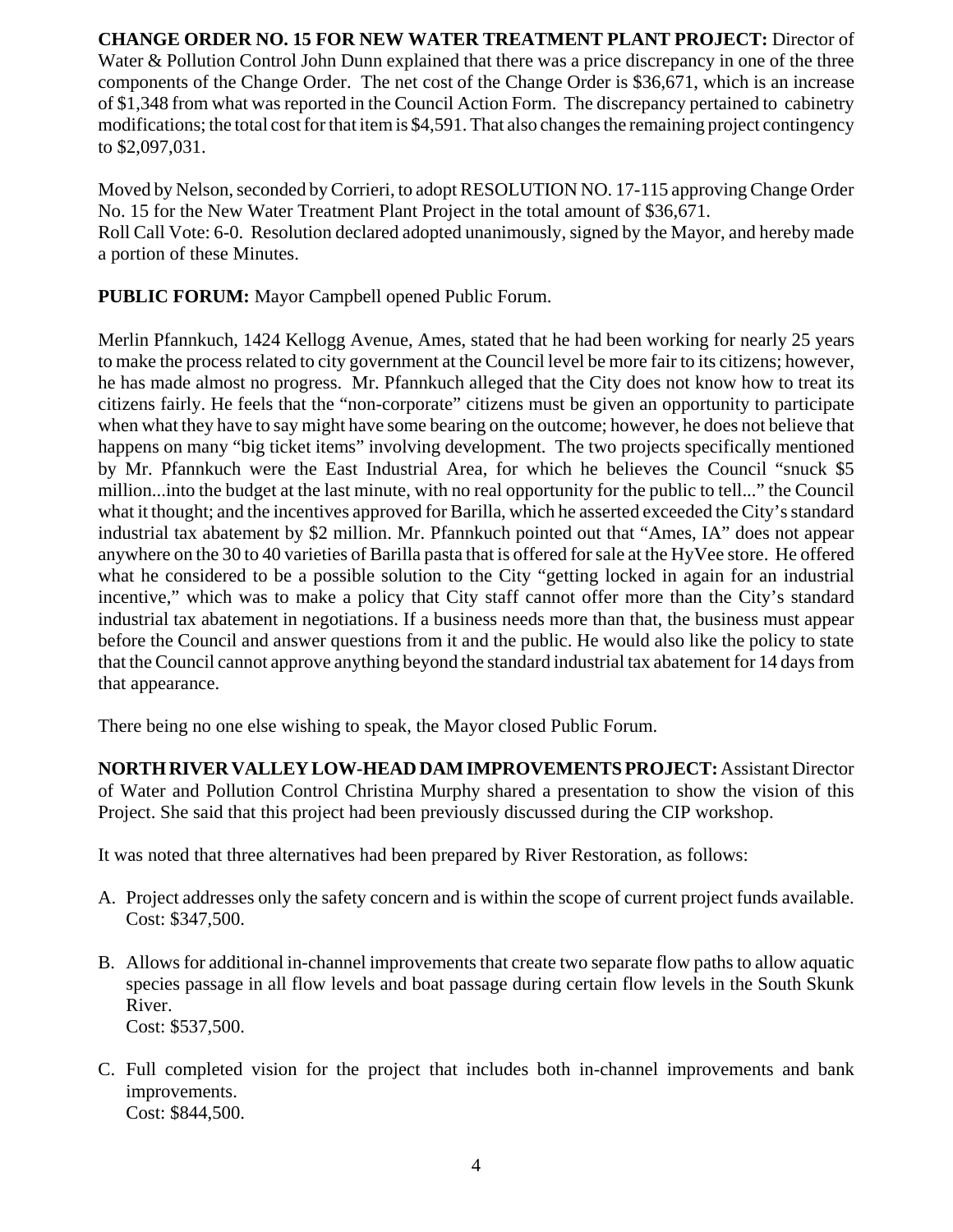**CHANGE ORDER NO. 15 FOR NEW WATER TREATMENT PLANT PROJECT:** Director of Water & Pollution Control John Dunn explained that there was a price discrepancy in one of the three components of the Change Order. The net cost of the Change Order is $36,671, which is an increase of $1,348 from what was reported in the Council Action Form. The discrepancy pertained to cabinetry modifications; the total cost for that item is $4,591. That also changes the remaining project contingency to $2,097,031.

Moved by Nelson, seconded by Corrieri, to adopt RESOLUTION NO. 17-115 approving Change Order No. 15 for the New Water Treatment Plant Project in the total amount of $36,671.
Roll Call Vote: 6-0. Resolution declared adopted unanimously, signed by the Mayor, and hereby made a portion of these Minutes.

**PUBLIC FORUM:** Mayor Campbell opened Public Forum.

Merlin Pfannkuch, 1424 Kellogg Avenue, Ames, stated that he had been working for nearly 25 years to make the process related to city government at the Council level be more fair to its citizens; however, he has made almost no progress. Mr. Pfannkuch alleged that the City does not know how to treat its citizens fairly. He feels that the "non-corporate" citizens must be given an opportunity to participate when what they have to say might have some bearing on the outcome; however, he does not believe that happens on many "big ticket items" involving development. The two projects specifically mentioned by Mr. Pfannkuch were the East Industrial Area, for which he believes the Council "snuck $5 million...into the budget at the last minute, with no real opportunity for the public to tell..." the Council what it thought; and the incentives approved for Barilla, which he asserted exceeded the City's standard industrial tax abatement by $2 million. Mr. Pfannkuch pointed out that "Ames, IA" does not appear anywhere on the 30 to 40 varieties of Barilla pasta that is offered for sale at the HyVee store. He offered what he considered to be a possible solution to the City "getting locked in again for an industrial incentive," which was to make a policy that City staff cannot offer more than the City's standard industrial tax abatement in negotiations. If a business needs more than that, the business must appear before the Council and answer questions from it and the public. He would also like the policy to state that the Council cannot approve anything beyond the standard industrial tax abatement for 14 days from that appearance.

There being no one else wishing to speak, the Mayor closed Public Forum.

**NORTH RIVER VALLEY LOW-HEAD DAM IMPROVEMENTS PROJECT:** Assistant Director of Water and Pollution Control Christina Murphy shared a presentation to show the vision of this Project. She said that this project had been previously discussed during the CIP workshop.

It was noted that three alternatives had been prepared by River Restoration, as follows:

A. Project addresses only the safety concern and is within the scope of current project funds available.
   Cost: $347,500.

B. Allows for additional in-channel improvements that create two separate flow paths to allow aquatic species passage in all flow levels and boat passage during certain flow levels in the South Skunk River.
   Cost: $537,500.

C. Full completed vision for the project that includes both in-channel improvements and bank improvements.
   Cost: $844,500.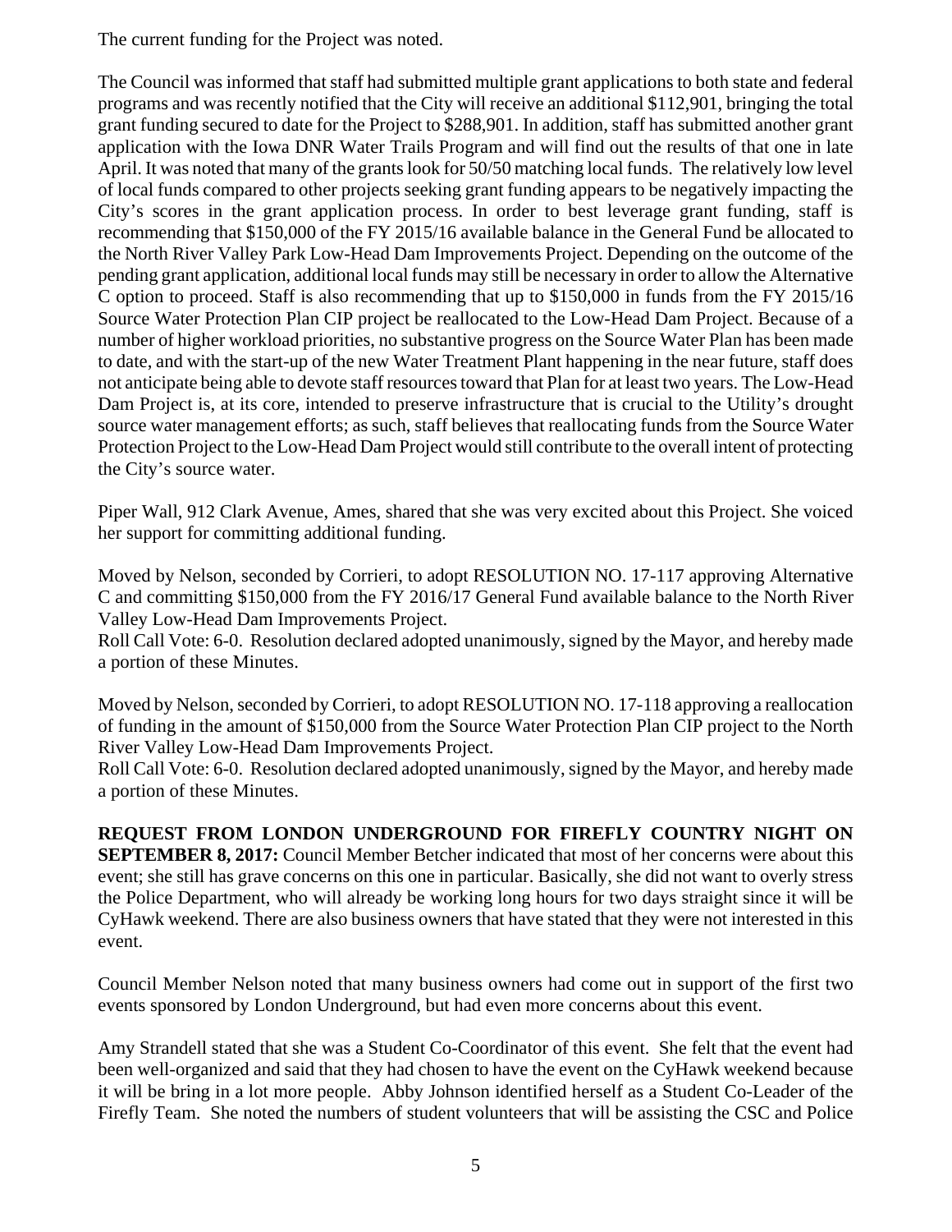The current funding for the Project was noted.

The Council was informed that staff had submitted multiple grant applications to both state and federal programs and was recently notified that the City will receive an additional $112,901, bringing the total grant funding secured to date for the Project to $288,901. In addition, staff has submitted another grant application with the Iowa DNR Water Trails Program and will find out the results of that one in late April. It was noted that many of the grants look for 50/50 matching local funds. The relatively low level of local funds compared to other projects seeking grant funding appears to be negatively impacting the City's scores in the grant application process. In order to best leverage grant funding, staff is recommending that $150,000 of the FY 2015/16 available balance in the General Fund be allocated to the North River Valley Park Low-Head Dam Improvements Project. Depending on the outcome of the pending grant application, additional local funds may still be necessary in order to allow the Alternative C option to proceed. Staff is also recommending that up to $150,000 in funds from the FY 2015/16 Source Water Protection Plan CIP project be reallocated to the Low-Head Dam Project. Because of a number of higher workload priorities, no substantive progress on the Source Water Plan has been made to date, and with the start-up of the new Water Treatment Plant happening in the near future, staff does not anticipate being able to devote staff resources toward that Plan for at least two years. The Low-Head Dam Project is, at its core, intended to preserve infrastructure that is crucial to the Utility's drought source water management efforts; as such, staff believes that reallocating funds from the Source Water Protection Project to the Low-Head Dam Project would still contribute to the overall intent of protecting the City's source water.

Piper Wall, 912 Clark Avenue, Ames, shared that she was very excited about this Project. She voiced her support for committing additional funding.

Moved by Nelson, seconded by Corrieri, to adopt RESOLUTION NO. 17-117 approving Alternative C and committing $150,000 from the FY 2016/17 General Fund available balance to the North River Valley Low-Head Dam Improvements Project.
Roll Call Vote: 6-0. Resolution declared adopted unanimously, signed by the Mayor, and hereby made a portion of these Minutes.

Moved by Nelson, seconded by Corrieri, to adopt RESOLUTION NO. 17-118 approving a reallocation of funding in the amount of $150,000 from the Source Water Protection Plan CIP project to the North River Valley Low-Head Dam Improvements Project.
Roll Call Vote: 6-0. Resolution declared adopted unanimously, signed by the Mayor, and hereby made a portion of these Minutes.

**REQUEST FROM LONDON UNDERGROUND FOR FIREFLY COUNTRY NIGHT ON SEPTEMBER 8, 2017:** Council Member Betcher indicated that most of her concerns were about this event; she still has grave concerns on this one in particular. Basically, she did not want to overly stress the Police Department, who will already be working long hours for two days straight since it will be CyHawk weekend. There are also business owners that have stated that they were not interested in this event.

Council Member Nelson noted that many business owners had come out in support of the first two events sponsored by London Underground, but had even more concerns about this event.

Amy Strandell stated that she was a Student Co-Coordinator of this event. She felt that the event had been well-organized and said that they had chosen to have the event on the CyHawk weekend because it will be bring in a lot more people. Abby Johnson identified herself as a Student Co-Leader of the Firefly Team. She noted the numbers of student volunteers that will be assisting the CSC and Police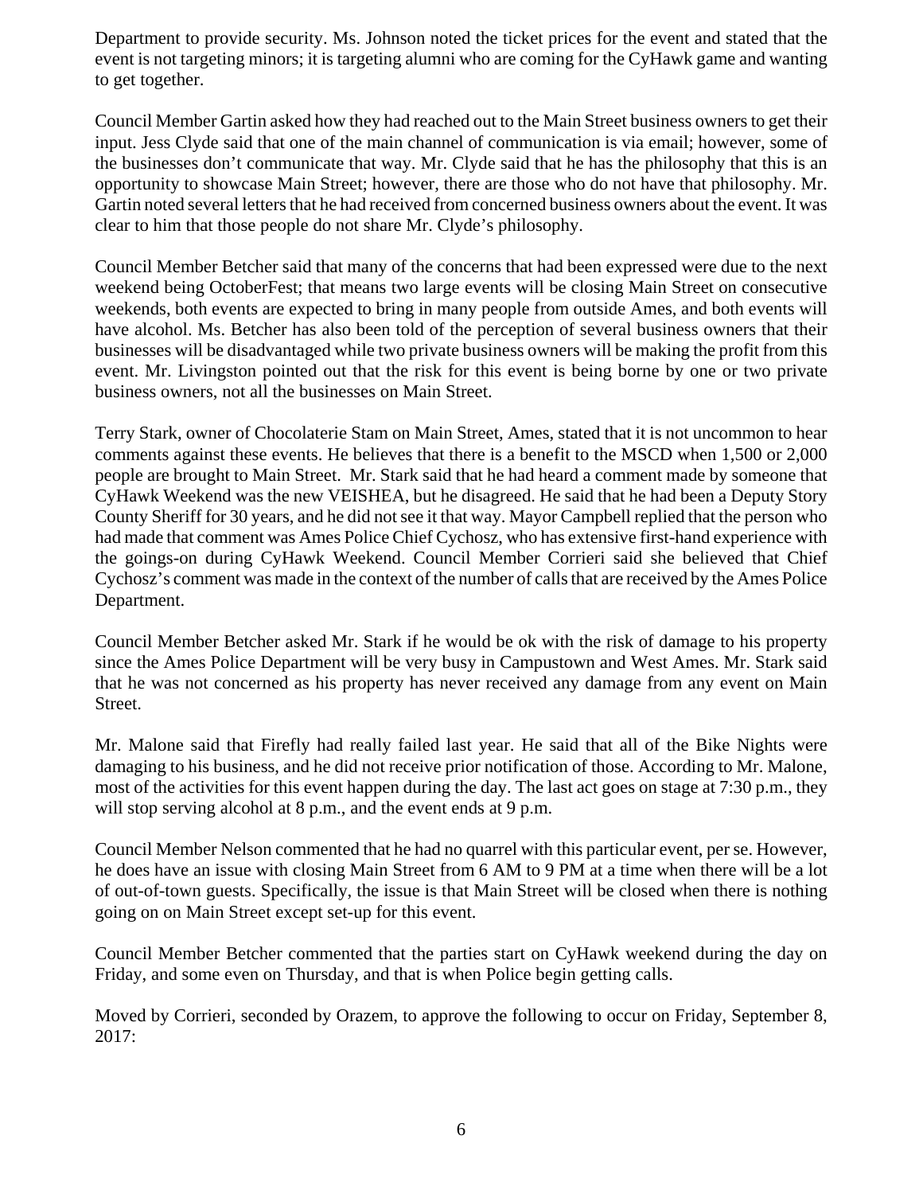Department to provide security. Ms. Johnson noted the ticket prices for the event and stated that the event is not targeting minors; it is targeting alumni who are coming for the CyHawk game and wanting to get together.

Council Member Gartin asked how they had reached out to the Main Street business owners to get their input. Jess Clyde said that one of the main channel of communication is via email; however, some of the businesses don't communicate that way. Mr. Clyde said that he has the philosophy that this is an opportunity to showcase Main Street; however, there are those who do not have that philosophy. Mr. Gartin noted several letters that he had received from concerned business owners about the event. It was clear to him that those people do not share Mr. Clyde's philosophy.

Council Member Betcher said that many of the concerns that had been expressed were due to the next weekend being OctoberFest; that means two large events will be closing Main Street on consecutive weekends, both events are expected to bring in many people from outside Ames, and both events will have alcohol. Ms. Betcher has also been told of the perception of several business owners that their businesses will be disadvantaged while two private business owners will be making the profit from this event. Mr. Livingston pointed out that the risk for this event is being borne by one or two private business owners, not all the businesses on Main Street.

Terry Stark, owner of Chocolaterie Stam on Main Street, Ames, stated that it is not uncommon to hear comments against these events. He believes that there is a benefit to the MSCD when 1,500 or 2,000 people are brought to Main Street. Mr. Stark said that he had heard a comment made by someone that CyHawk Weekend was the new VEISHEA, but he disagreed. He said that he had been a Deputy Story County Sheriff for 30 years, and he did not see it that way. Mayor Campbell replied that the person who had made that comment was Ames Police Chief Cychosz, who has extensive first-hand experience with the goings-on during CyHawk Weekend. Council Member Corrieri said she believed that Chief Cychosz's comment was made in the context of the number of calls that are received by the Ames Police Department.

Council Member Betcher asked Mr. Stark if he would be ok with the risk of damage to his property since the Ames Police Department will be very busy in Campustown and West Ames. Mr. Stark said that he was not concerned as his property has never received any damage from any event on Main Street.

Mr. Malone said that Firefly had really failed last year. He said that all of the Bike Nights were damaging to his business, and he did not receive prior notification of those. According to Mr. Malone, most of the activities for this event happen during the day. The last act goes on stage at 7:30 p.m., they will stop serving alcohol at 8 p.m., and the event ends at 9 p.m.

Council Member Nelson commented that he had no quarrel with this particular event, per se. However, he does have an issue with closing Main Street from 6 AM to 9 PM at a time when there will be a lot of out-of-town guests. Specifically, the issue is that Main Street will be closed when there is nothing going on on Main Street except set-up for this event.

Council Member Betcher commented that the parties start on CyHawk weekend during the day on Friday, and some even on Thursday, and that is when Police begin getting calls.

Moved by Corrieri, seconded by Orazem, to approve the following to occur on Friday, September 8, 2017: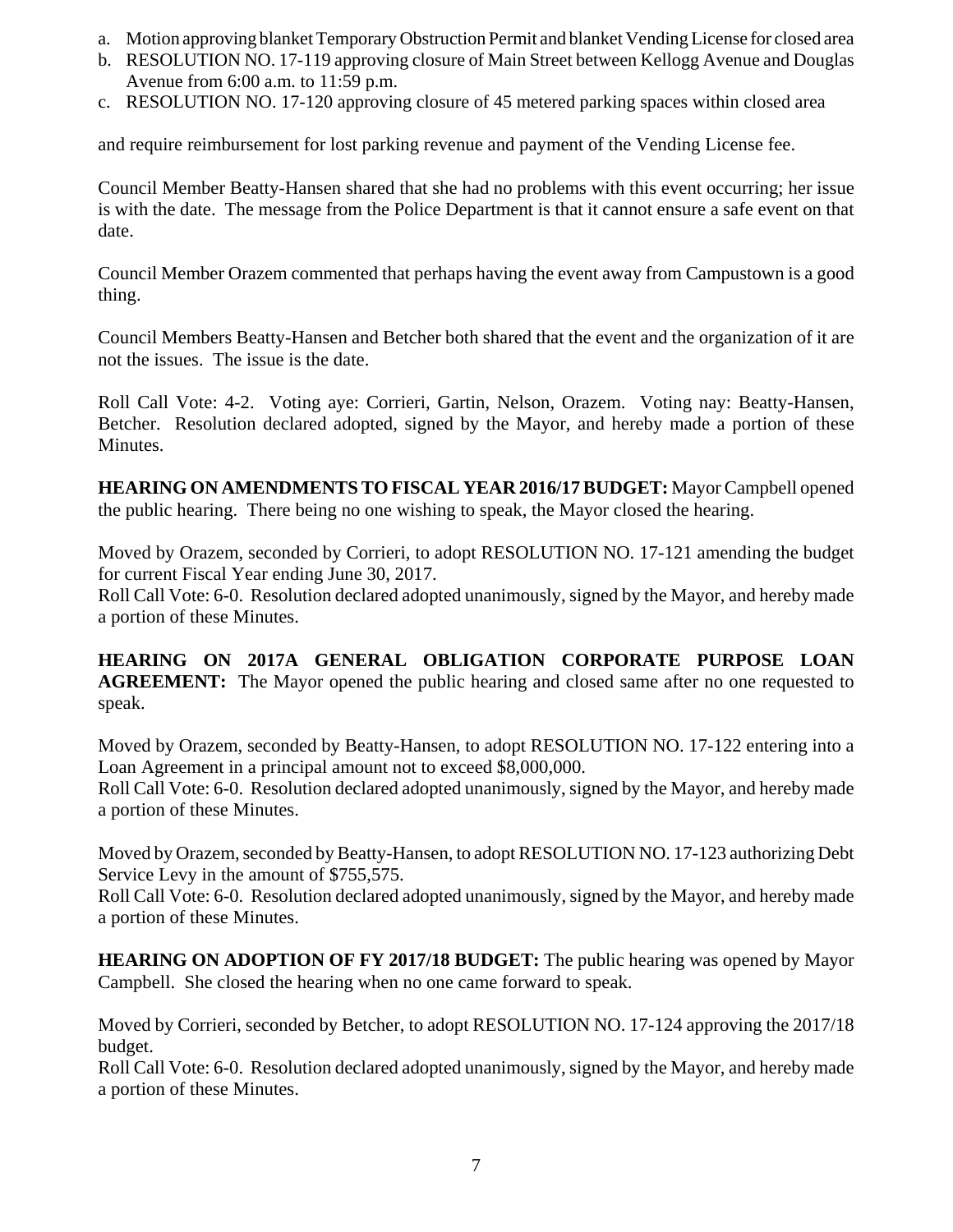a. Motion approving blanket Temporary Obstruction Permit and blanket Vending License for closed area
b. RESOLUTION NO. 17-119 approving closure of Main Street between Kellogg Avenue and Douglas Avenue from 6:00 a.m. to 11:59 p.m.
c. RESOLUTION NO. 17-120 approving closure of 45 metered parking spaces within closed area

and require reimbursement for lost parking revenue and payment of the Vending License fee.

Council Member Beatty-Hansen shared that she had no problems with this event occurring; her issue is with the date. The message from the Police Department is that it cannot ensure a safe event on that date.

Council Member Orazem commented that perhaps having the event away from Campustown is a good thing.

Council Members Beatty-Hansen and Betcher both shared that the event and the organization of it are not the issues. The issue is the date.

Roll Call Vote: 4-2. Voting aye: Corrieri, Gartin, Nelson, Orazem. Voting nay: Beatty-Hansen, Betcher. Resolution declared adopted, signed by the Mayor, and hereby made a portion of these Minutes.

**HEARING ON AMENDMENTS TO FISCAL YEAR 2016/17 BUDGET:** Mayor Campbell opened the public hearing. There being no one wishing to speak, the Mayor closed the hearing.

Moved by Orazem, seconded by Corrieri, to adopt RESOLUTION NO. 17-121 amending the budget for current Fiscal Year ending June 30, 2017.
Roll Call Vote: 6-0. Resolution declared adopted unanimously, signed by the Mayor, and hereby made a portion of these Minutes.

**HEARING ON 2017A GENERAL OBLIGATION CORPORATE PURPOSE LOAN AGREEMENT:** The Mayor opened the public hearing and closed same after no one requested to speak.

Moved by Orazem, seconded by Beatty-Hansen, to adopt RESOLUTION NO. 17-122 entering into a Loan Agreement in a principal amount not to exceed $8,000,000.
Roll Call Vote: 6-0. Resolution declared adopted unanimously, signed by the Mayor, and hereby made a portion of these Minutes.

Moved by Orazem, seconded by Beatty-Hansen, to adopt RESOLUTION NO. 17-123 authorizing Debt Service Levy in the amount of $755,575.
Roll Call Vote: 6-0. Resolution declared adopted unanimously, signed by the Mayor, and hereby made a portion of these Minutes.

**HEARING ON ADOPTION OF FY 2017/18 BUDGET:** The public hearing was opened by Mayor Campbell. She closed the hearing when no one came forward to speak.

Moved by Corrieri, seconded by Betcher, to adopt RESOLUTION NO. 17-124 approving the 2017/18 budget.
Roll Call Vote: 6-0. Resolution declared adopted unanimously, signed by the Mayor, and hereby made a portion of these Minutes.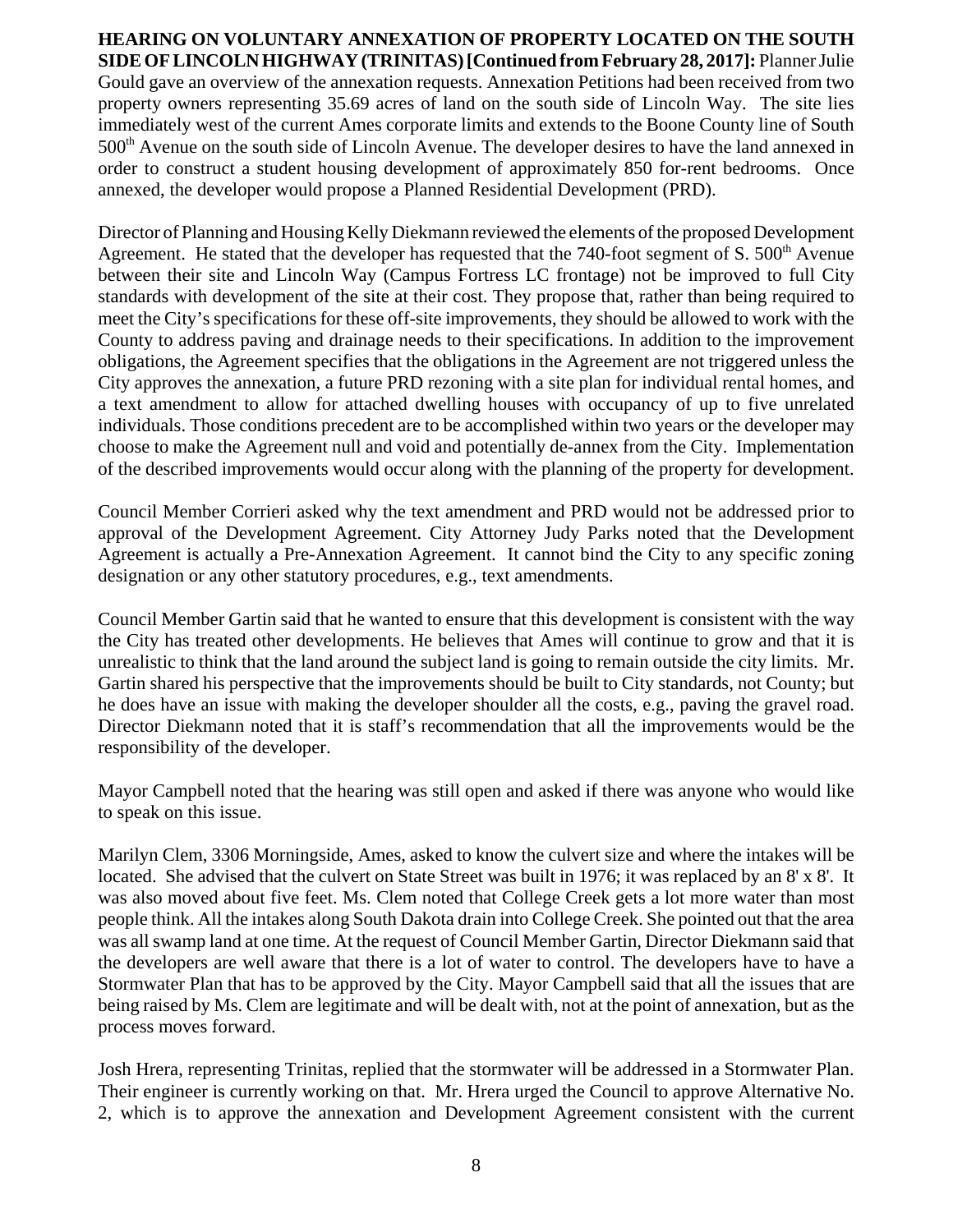**HEARING ON VOLUNTARY ANNEXATION OF PROPERTY LOCATED ON THE SOUTH SIDE OF LINCOLN HIGHWAY (TRINITAS) [Continued from February 28, 2017]:** Planner Julie Gould gave an overview of the annexation requests. Annexation Petitions had been received from two property owners representing 35.69 acres of land on the south side of Lincoln Way. The site lies immediately west of the current Ames corporate limits and extends to the Boone County line of South 500th Avenue on the south side of Lincoln Avenue. The developer desires to have the land annexed in order to construct a student housing development of approximately 850 for-rent bedrooms. Once annexed, the developer would propose a Planned Residential Development (PRD).

Director of Planning and Housing Kelly Diekmann reviewed the elements of the proposed Development Agreement. He stated that the developer has requested that the 740-foot segment of S. 500th Avenue between their site and Lincoln Way (Campus Fortress LC frontage) not be improved to full City standards with development of the site at their cost. They propose that, rather than being required to meet the City's specifications for these off-site improvements, they should be allowed to work with the County to address paving and drainage needs to their specifications. In addition to the improvement obligations, the Agreement specifies that the obligations in the Agreement are not triggered unless the City approves the annexation, a future PRD rezoning with a site plan for individual rental homes, and a text amendment to allow for attached dwelling houses with occupancy of up to five unrelated individuals. Those conditions precedent are to be accomplished within two years or the developer may choose to make the Agreement null and void and potentially de-annex from the City. Implementation of the described improvements would occur along with the planning of the property for development.

Council Member Corrieri asked why the text amendment and PRD would not be addressed prior to approval of the Development Agreement. City Attorney Judy Parks noted that the Development Agreement is actually a Pre-Annexation Agreement. It cannot bind the City to any specific zoning designation or any other statutory procedures, e.g., text amendments.

Council Member Gartin said that he wanted to ensure that this development is consistent with the way the City has treated other developments. He believes that Ames will continue to grow and that it is unrealistic to think that the land around the subject land is going to remain outside the city limits. Mr. Gartin shared his perspective that the improvements should be built to City standards, not County; but he does have an issue with making the developer shoulder all the costs, e.g., paving the gravel road. Director Diekmann noted that it is staff's recommendation that all the improvements would be the responsibility of the developer.

Mayor Campbell noted that the hearing was still open and asked if there was anyone who would like to speak on this issue.

Marilyn Clem, 3306 Morningside, Ames, asked to know the culvert size and where the intakes will be located. She advised that the culvert on State Street was built in 1976; it was replaced by an 8' x 8'. It was also moved about five feet. Ms. Clem noted that College Creek gets a lot more water than most people think. All the intakes along South Dakota drain into College Creek. She pointed out that the area was all swamp land at one time. At the request of Council Member Gartin, Director Diekmann said that the developers are well aware that there is a lot of water to control. The developers have to have a Stormwater Plan that has to be approved by the City. Mayor Campbell said that all the issues that are being raised by Ms. Clem are legitimate and will be dealt with, not at the point of annexation, but as the process moves forward.

Josh Hrera, representing Trinitas, replied that the stormwater will be addressed in a Stormwater Plan. Their engineer is currently working on that. Mr. Hrera urged the Council to approve Alternative No. 2, which is to approve the annexation and Development Agreement consistent with the current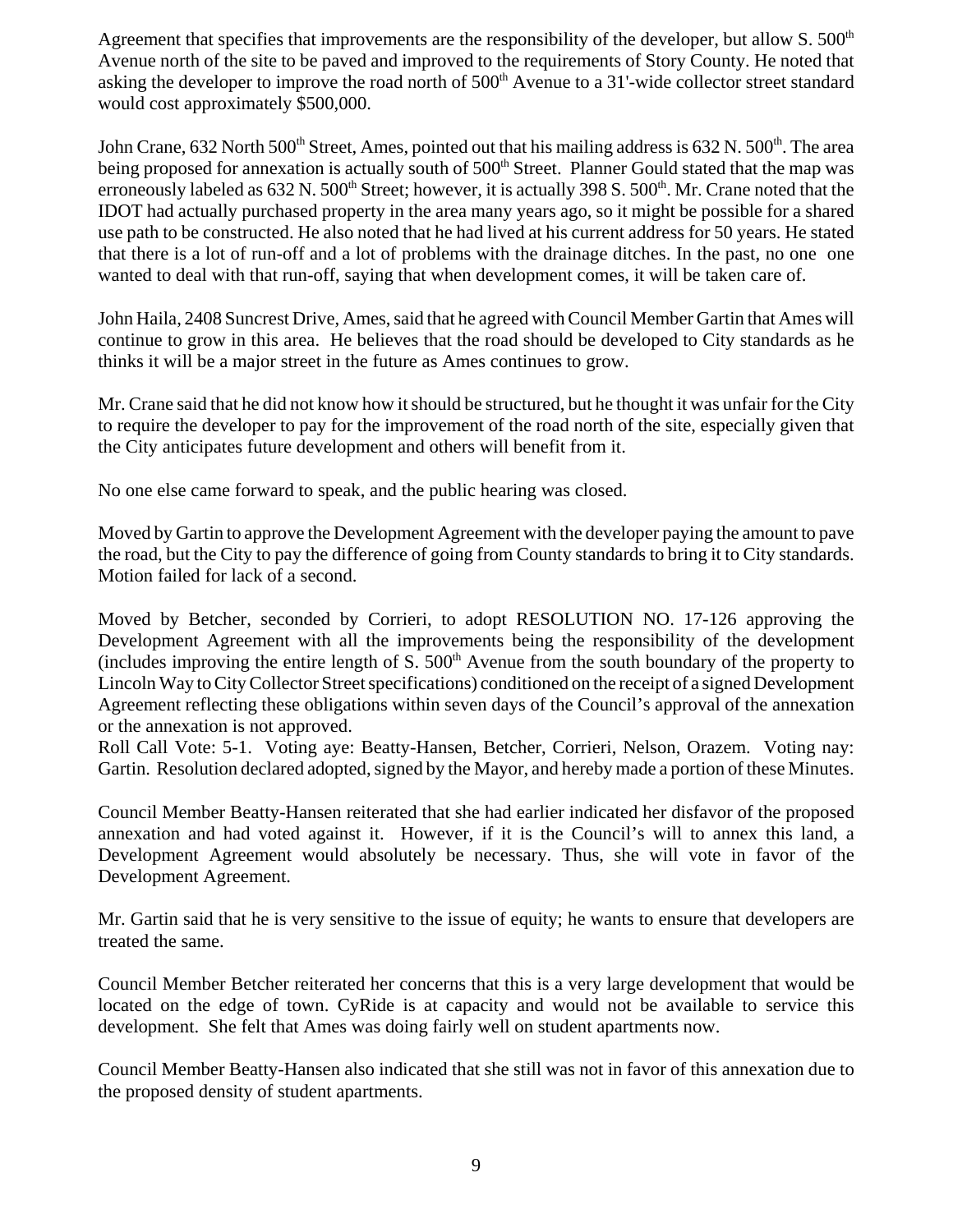Agreement that specifies that improvements are the responsibility of the developer, but allow S. 500th Avenue north of the site to be paved and improved to the requirements of Story County. He noted that asking the developer to improve the road north of 500th Avenue to a 31'-wide collector street standard would cost approximately $500,000.

John Crane, 632 North 500th Street, Ames, pointed out that his mailing address is 632 N. 500th. The area being proposed for annexation is actually south of 500th Street. Planner Gould stated that the map was erroneously labeled as 632 N. 500th Street; however, it is actually 398 S. 500th. Mr. Crane noted that the IDOT had actually purchased property in the area many years ago, so it might be possible for a shared use path to be constructed. He also noted that he had lived at his current address for 50 years. He stated that there is a lot of run-off and a lot of problems with the drainage ditches. In the past, no one one wanted to deal with that run-off, saying that when development comes, it will be taken care of.

John Haila, 2408 Suncrest Drive, Ames, said that he agreed with Council Member Gartin that Ames will continue to grow in this area. He believes that the road should be developed to City standards as he thinks it will be a major street in the future as Ames continues to grow.

Mr. Crane said that he did not know how it should be structured, but he thought it was unfair for the City to require the developer to pay for the improvement of the road north of the site, especially given that the City anticipates future development and others will benefit from it.

No one else came forward to speak, and the public hearing was closed.

Moved by Gartin to approve the Development Agreement with the developer paying the amount to pave the road, but the City to pay the difference of going from County standards to bring it to City standards. Motion failed for lack of a second.

Moved by Betcher, seconded by Corrieri, to adopt RESOLUTION NO. 17-126 approving the Development Agreement with all the improvements being the responsibility of the development (includes improving the entire length of S. 500th Avenue from the south boundary of the property to Lincoln Way to City Collector Street specifications) conditioned on the receipt of a signed Development Agreement reflecting these obligations within seven days of the Council's approval of the annexation or the annexation is not approved.
Roll Call Vote: 5-1. Voting aye: Beatty-Hansen, Betcher, Corrieri, Nelson, Orazem. Voting nay: Gartin. Resolution declared adopted, signed by the Mayor, and hereby made a portion of these Minutes.

Council Member Beatty-Hansen reiterated that she had earlier indicated her disfavor of the proposed annexation and had voted against it. However, if it is the Council's will to annex this land, a Development Agreement would absolutely be necessary. Thus, she will vote in favor of the Development Agreement.

Mr. Gartin said that he is very sensitive to the issue of equity; he wants to ensure that developers are treated the same.

Council Member Betcher reiterated her concerns that this is a very large development that would be located on the edge of town. CyRide is at capacity and would not be available to service this development. She felt that Ames was doing fairly well on student apartments now.

Council Member Beatty-Hansen also indicated that she still was not in favor of this annexation due to the proposed density of student apartments.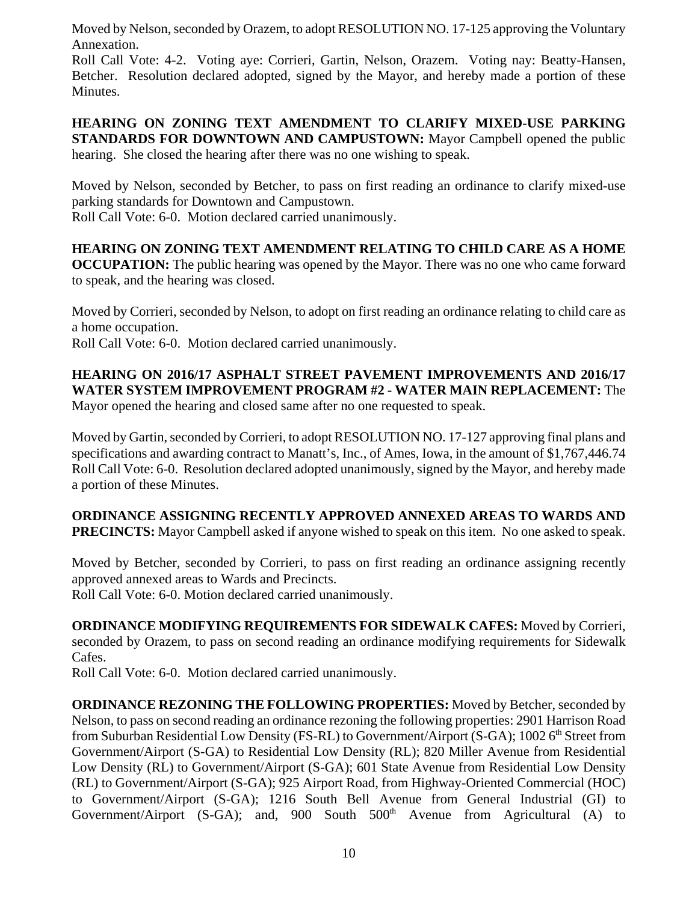Moved by Nelson, seconded by Orazem, to adopt RESOLUTION NO. 17-125 approving the Voluntary Annexation.

Roll Call Vote: 4-2. Voting aye: Corrieri, Gartin, Nelson, Orazem. Voting nay: Beatty-Hansen, Betcher. Resolution declared adopted, signed by the Mayor, and hereby made a portion of these Minutes.

**HEARING ON ZONING TEXT AMENDMENT TO CLARIFY MIXED-USE PARKING STANDARDS FOR DOWNTOWN AND CAMPUSTOWN:** Mayor Campbell opened the public hearing. She closed the hearing after there was no one wishing to speak.

Moved by Nelson, seconded by Betcher, to pass on first reading an ordinance to clarify mixed-use parking standards for Downtown and Campustown.

Roll Call Vote: 6-0. Motion declared carried unanimously.

**HEARING ON ZONING TEXT AMENDMENT RELATING TO CHILD CARE AS A HOME OCCUPATION:** The public hearing was opened by the Mayor. There was no one who came forward to speak, and the hearing was closed.

Moved by Corrieri, seconded by Nelson, to adopt on first reading an ordinance relating to child care as a home occupation.

Roll Call Vote: 6-0. Motion declared carried unanimously.

**HEARING ON 2016/17 ASPHALT STREET PAVEMENT IMPROVEMENTS AND 2016/17 WATER SYSTEM IMPROVEMENT PROGRAM #2 - WATER MAIN REPLACEMENT:** The Mayor opened the hearing and closed same after no one requested to speak.

Moved by Gartin, seconded by Corrieri, to adopt RESOLUTION NO. 17-127 approving final plans and specifications and awarding contract to Manatt's, Inc., of Ames, Iowa, in the amount of $1,767,446.74

Roll Call Vote: 6-0. Resolution declared adopted unanimously, signed by the Mayor, and hereby made a portion of these Minutes.

**ORDINANCE ASSIGNING RECENTLY APPROVED ANNEXED AREAS TO WARDS AND PRECINCTS:** Mayor Campbell asked if anyone wished to speak on this item. No one asked to speak.

Moved by Betcher, seconded by Corrieri, to pass on first reading an ordinance assigning recently approved annexed areas to Wards and Precincts.

Roll Call Vote: 6-0. Motion declared carried unanimously.

**ORDINANCE MODIFYING REQUIREMENTS FOR SIDEWALK CAFES:** Moved by Corrieri, seconded by Orazem, to pass on second reading an ordinance modifying requirements for Sidewalk Cafes.

Roll Call Vote: 6-0. Motion declared carried unanimously.

**ORDINANCE REZONING THE FOLLOWING PROPERTIES:** Moved by Betcher, seconded by Nelson, to pass on second reading an ordinance rezoning the following properties: 2901 Harrison Road from Suburban Residential Low Density (FS-RL) to Government/Airport (S-GA); 1002 6th Street from Government/Airport (S-GA) to Residential Low Density (RL); 820 Miller Avenue from Residential Low Density (RL) to Government/Airport (S-GA); 601 State Avenue from Residential Low Density (RL) to Government/Airport (S-GA); 925 Airport Road, from Highway-Oriented Commercial (HOC) to Government/Airport (S-GA); 1216 South Bell Avenue from General Industrial (GI) to Government/Airport (S-GA); and, 900 South 500th Avenue from Agricultural (A) to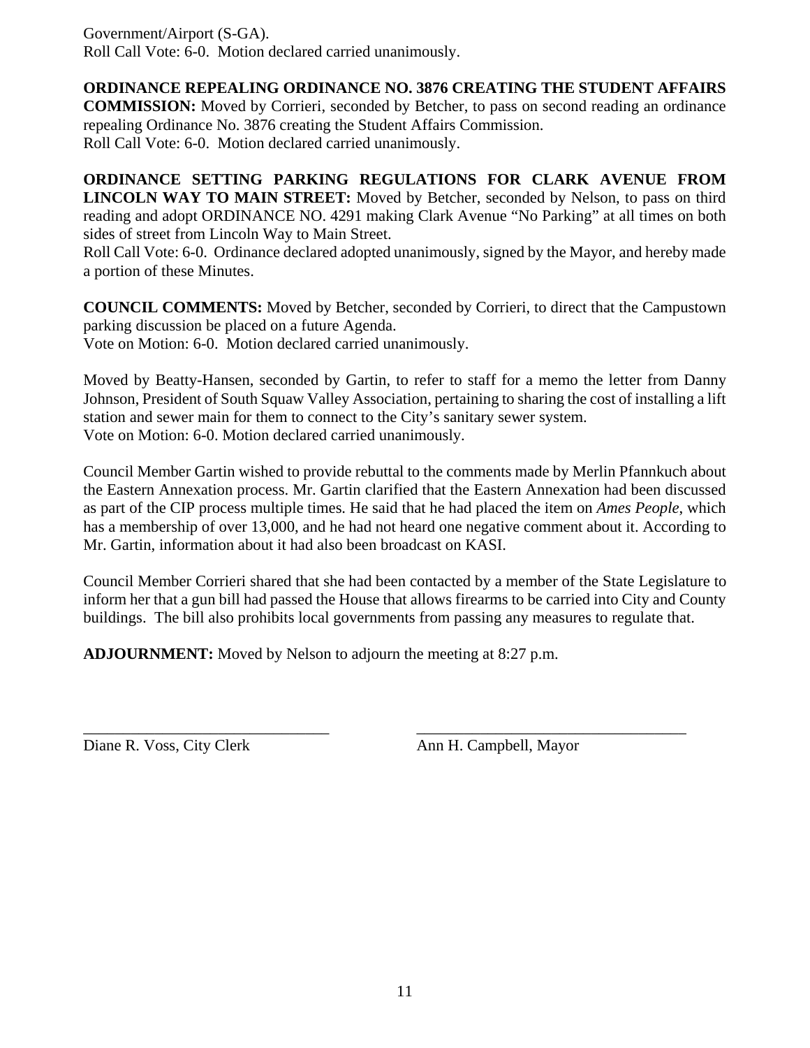Government/Airport (S-GA).
Roll Call Vote: 6-0. Motion declared carried unanimously.

**ORDINANCE REPEALING ORDINANCE NO. 3876 CREATING THE STUDENT AFFAIRS COMMISSION:** Moved by Corrieri, seconded by Betcher, to pass on second reading an ordinance repealing Ordinance No. 3876 creating the Student Affairs Commission.
Roll Call Vote: 6-0. Motion declared carried unanimously.

**ORDINANCE SETTING PARKING REGULATIONS FOR CLARK AVENUE FROM LINCOLN WAY TO MAIN STREET:** Moved by Betcher, seconded by Nelson, to pass on third reading and adopt ORDINANCE NO. 4291 making Clark Avenue "No Parking" at all times on both sides of street from Lincoln Way to Main Street.
Roll Call Vote: 6-0. Ordinance declared adopted unanimously, signed by the Mayor, and hereby made a portion of these Minutes.

**COUNCIL COMMENTS:** Moved by Betcher, seconded by Corrieri, to direct that the Campustown parking discussion be placed on a future Agenda.
Vote on Motion: 6-0. Motion declared carried unanimously.

Moved by Beatty-Hansen, seconded by Gartin, to refer to staff for a memo the letter from Danny Johnson, President of South Squaw Valley Association, pertaining to sharing the cost of installing a lift station and sewer main for them to connect to the City's sanitary sewer system.
Vote on Motion: 6-0. Motion declared carried unanimously.

Council Member Gartin wished to provide rebuttal to the comments made by Merlin Pfannkuch about the Eastern Annexation process. Mr. Gartin clarified that the Eastern Annexation had been discussed as part of the CIP process multiple times. He said that he had placed the item on *Ames People*, which has a membership of over 13,000, and he had not heard one negative comment about it. According to Mr. Gartin, information about it had also been broadcast on KASI.

Council Member Corrieri shared that she had been contacted by a member of the State Legislature to inform her that a gun bill had passed the House that allows firearms to be carried into City and County buildings. The bill also prohibits local governments from passing any measures to regulate that.

**ADJOURNMENT:** Moved by Nelson to adjourn the meeting at 8:27 p.m.

\_\_\_\_\_\_\_\_\_\_\_\_\_\_\_\_\_\_\_\_\_\_\_\_\_\_\_\_\_\_ \_\_\_\_\_\_\_\_\_\_\_\_\_\_\_\_\_\_\_\_\_\_\_\_\_\_\_\_\_\_

Diane R. Voss, City Clerk Ann H. Campbell, Mayor